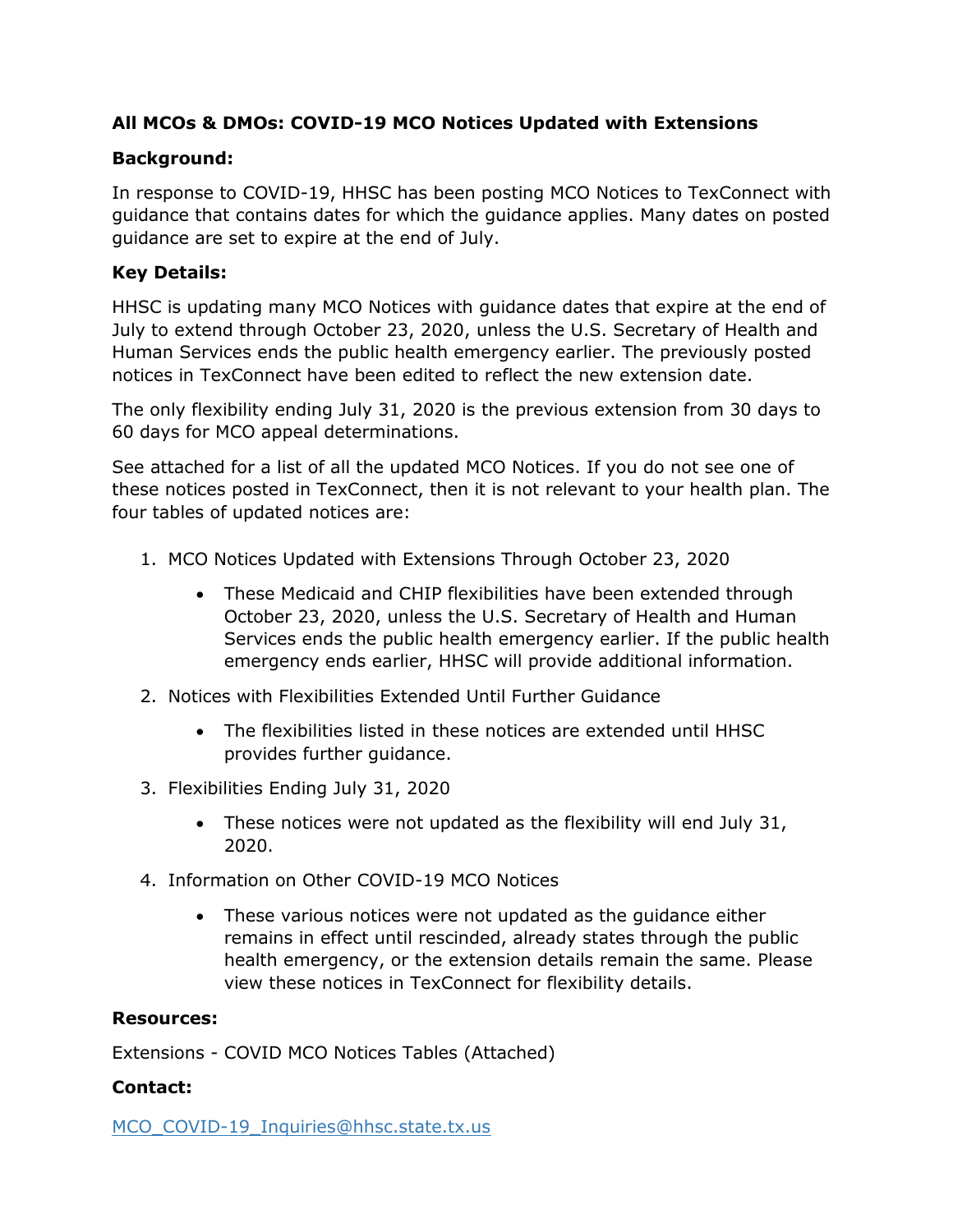# All MCOs & DMOs: COVID-19 MCO Notices Updated with Extensions

**Background:**

In response to COVID-19, HHSC has been posting MCO Notices to TexConnect with guidance that contains dates for which the guidance applies. Many dates on posted guidance are set to expire at the end of July.

**Key Details:**

HHSC is updating many MCO Notices with guidance dates that expire at the end of July to extend through October 23, 2020, unless the U.S. Secretary of Health and Human Services ends the public health emergency earlier. The previously posted notices in TexConnect have been edited to reflect the new extension date.

The only flexibility ending July 31, 2020 is the previous extension from 30 days to 60 days for MCO appeal determinations.

See attached for a list of all the updated MCO Notices. If you do not see one of these notices posted in TexConnect, then it is not relevant to your health plan. The four tables of updated notices are:

1. MCO Notices Updated with Extensions Through October 23, 2020
    - These Medicaid and CHIP flexibilities have been extended through October 23, 2020, unless the U.S. Secretary of Health and Human Services ends the public health emergency earlier. If the public health emergency ends earlier, HHSC will provide additional information.
2. Notices with Flexibilities Extended Until Further Guidance
    - The flexibilities listed in these notices are extended until HHSC provides further guidance.
3. Flexibilities Ending July 31, 2020
    - These notices were not updated as the flexibility will end July 31, 2020.
4. Information on Other COVID-19 MCO Notices
    - These various notices were not updated as the guidance either remains in effect until rescinded, already states through the public health emergency, or the extension details remain the same. Please view these notices in TexConnect for flexibility details.

**Resources:**

Extensions - COVID MCO Notices Tables (Attached)

**Contact:**

MCO_COVID-19_Inquiries@hhsc.state.tx.us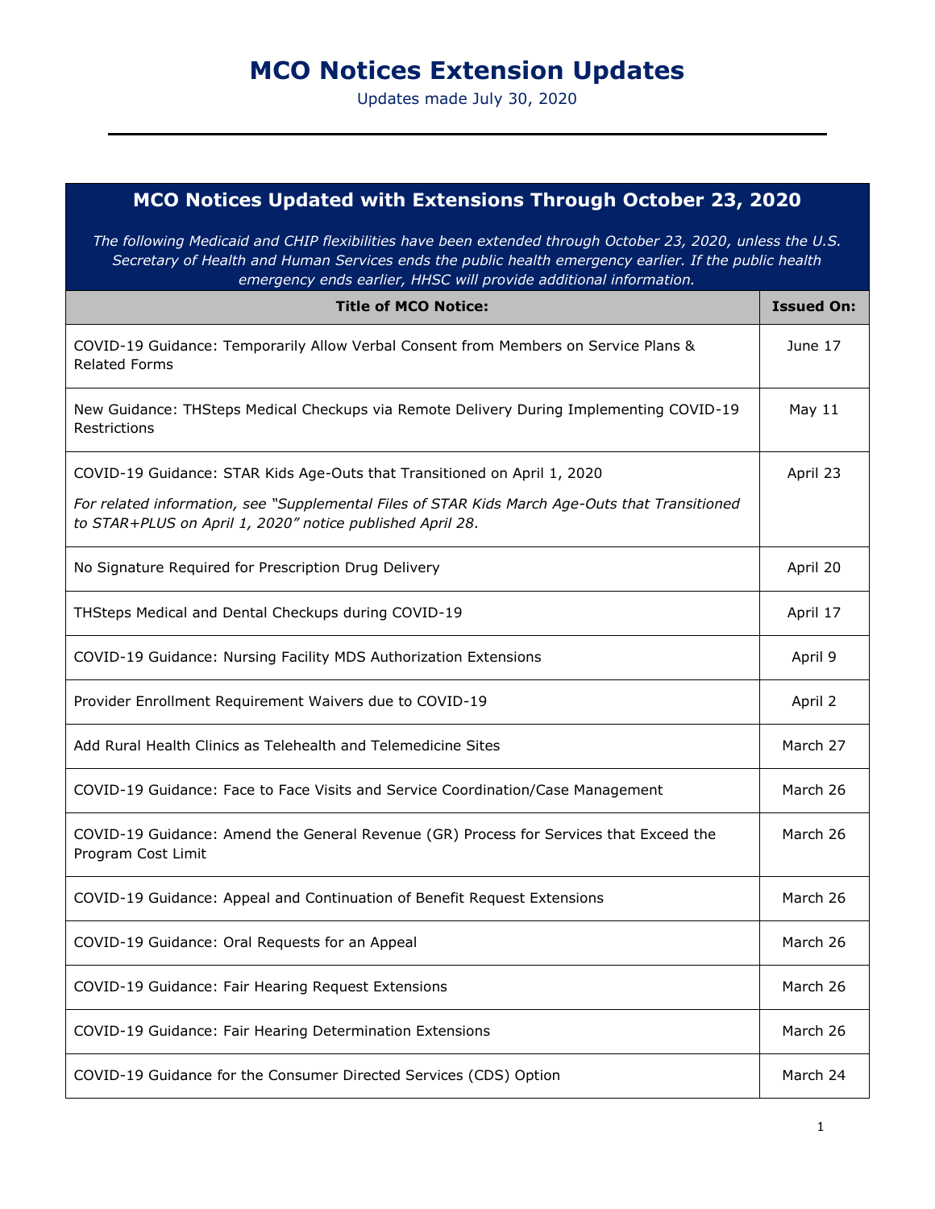# MCO Notices Extension Updates

Updates made July 30, 2020

---

## MCO Notices Updated with Extensions Through October 23, 2020

*The following Medicaid and CHIP flexibilities have been extended through October 23, 2020, unless the U.S. Secretary of Health and Human Services ends the public health emergency earlier. If the public health emergency ends earlier, HHSC will provide additional information.*

| Title of MCO Notice: | Issued On: |
| --- | --- |
| COVID-19 Guidance: Temporarily Allow Verbal Consent from Members on Service Plans & Related Forms | June 17 |
| New Guidance: THSteps Medical Checkups via Remote Delivery During Implementing COVID-19 Restrictions | May 11 |
| COVID-19 Guidance: STAR Kids Age-Outs that Transitioned on April 1, 2020<br>*For related information, see "Supplemental Files of STAR Kids March Age-Outs that Transitioned to STAR+PLUS on April 1, 2020" notice published April 28.* | April 23 |
| No Signature Required for Prescription Drug Delivery | April 20 |
| THSteps Medical and Dental Checkups during COVID-19 | April 17 |
| COVID-19 Guidance: Nursing Facility MDS Authorization Extensions | April 9 |
| Provider Enrollment Requirement Waivers due to COVID-19 | April 2 |
| Add Rural Health Clinics as Telehealth and Telemedicine Sites | March 27 |
| COVID-19 Guidance: Face to Face Visits and Service Coordination/Case Management | March 26 |
| COVID-19 Guidance: Amend the General Revenue (GR) Process for Services that Exceed the Program Cost Limit | March 26 |
| COVID-19 Guidance: Appeal and Continuation of Benefit Request Extensions | March 26 |
| COVID-19 Guidance: Oral Requests for an Appeal | March 26 |
| COVID-19 Guidance: Fair Hearing Request Extensions | March 26 |
| COVID-19 Guidance: Fair Hearing Determination Extensions | March 26 |
| COVID-19 Guidance for the Consumer Directed Services (CDS) Option | March 24 |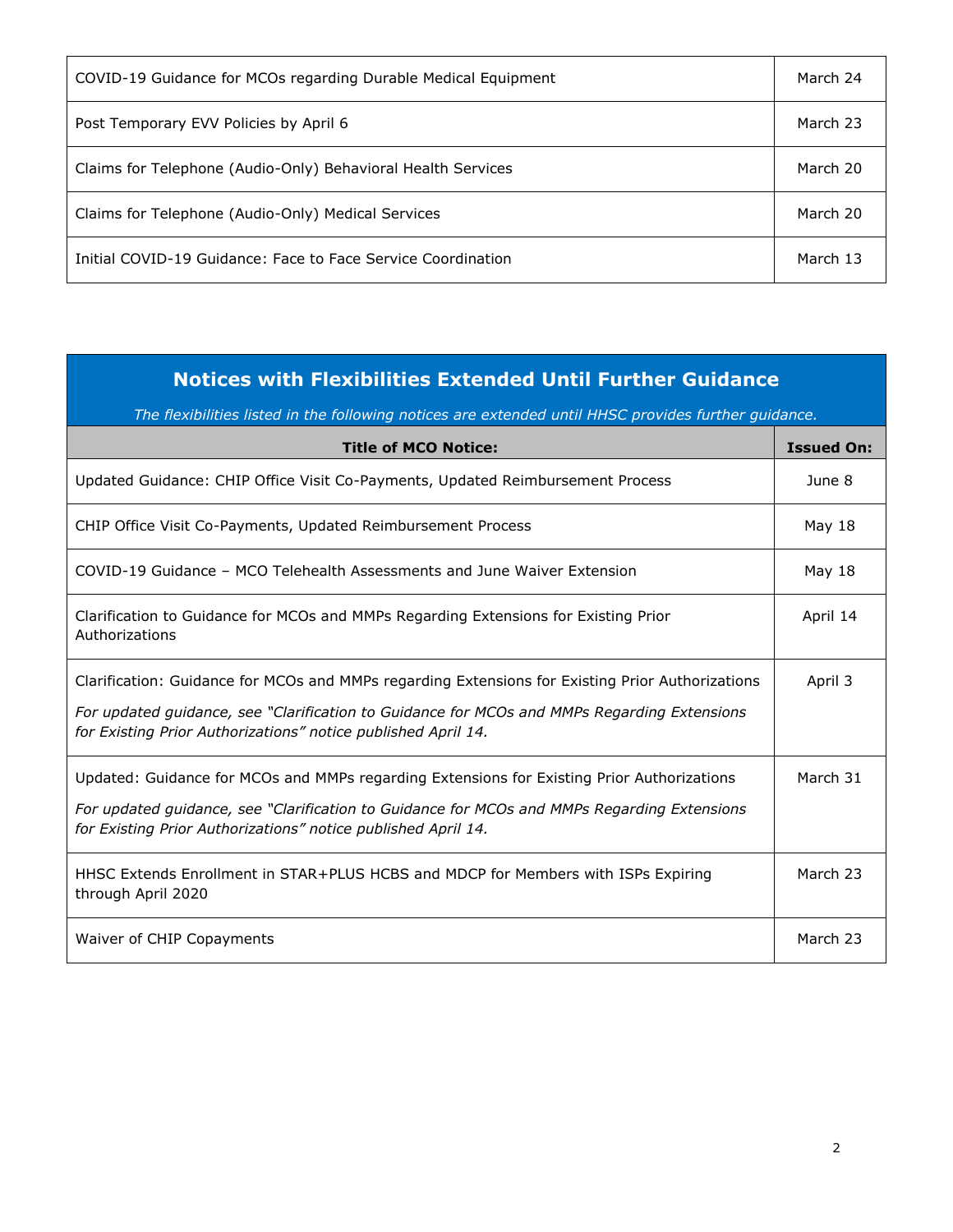| | |
|---|---|
| COVID-19 Guidance for MCOs regarding Durable Medical Equipment | March 24 |
| Post Temporary EVV Policies by April 6 | March 23 |
| Claims for Telephone (Audio-Only) Behavioral Health Services | March 20 |
| Claims for Telephone (Audio-Only) Medical Services | March 20 |
| Initial COVID-19 Guidance: Face to Face Service Coordination | March 13 |

## Notices with Flexibilities Extended Until Further Guidance

*The flexibilities listed in the following notices are extended until HHSC provides further guidance.*

| Title of MCO Notice: | Issued On: |
|---|---|
| Updated Guidance: CHIP Office Visit Co-Payments, Updated Reimbursement Process | June 8 |
| CHIP Office Visit Co-Payments, Updated Reimbursement Process | May 18 |
| COVID-19 Guidance – MCO Telehealth Assessments and June Waiver Extension | May 18 |
| Clarification to Guidance for MCOs and MMPs Regarding Extensions for Existing Prior Authorizations | April 14 |
| Clarification: Guidance for MCOs and MMPs regarding Extensions for Existing Prior Authorizations<br>*For updated guidance, see "Clarification to Guidance for MCOs and MMPs Regarding Extensions for Existing Prior Authorizations" notice published April 14.* | April 3 |
| Updated: Guidance for MCOs and MMPs regarding Extensions for Existing Prior Authorizations<br>*For updated guidance, see "Clarification to Guidance for MCOs and MMPs Regarding Extensions for Existing Prior Authorizations" notice published April 14.* | March 31 |
| HHSC Extends Enrollment in STAR+PLUS HCBS and MDCP for Members with ISPs Expiring through April 2020 | March 23 |
| Waiver of CHIP Copayments | March 23 |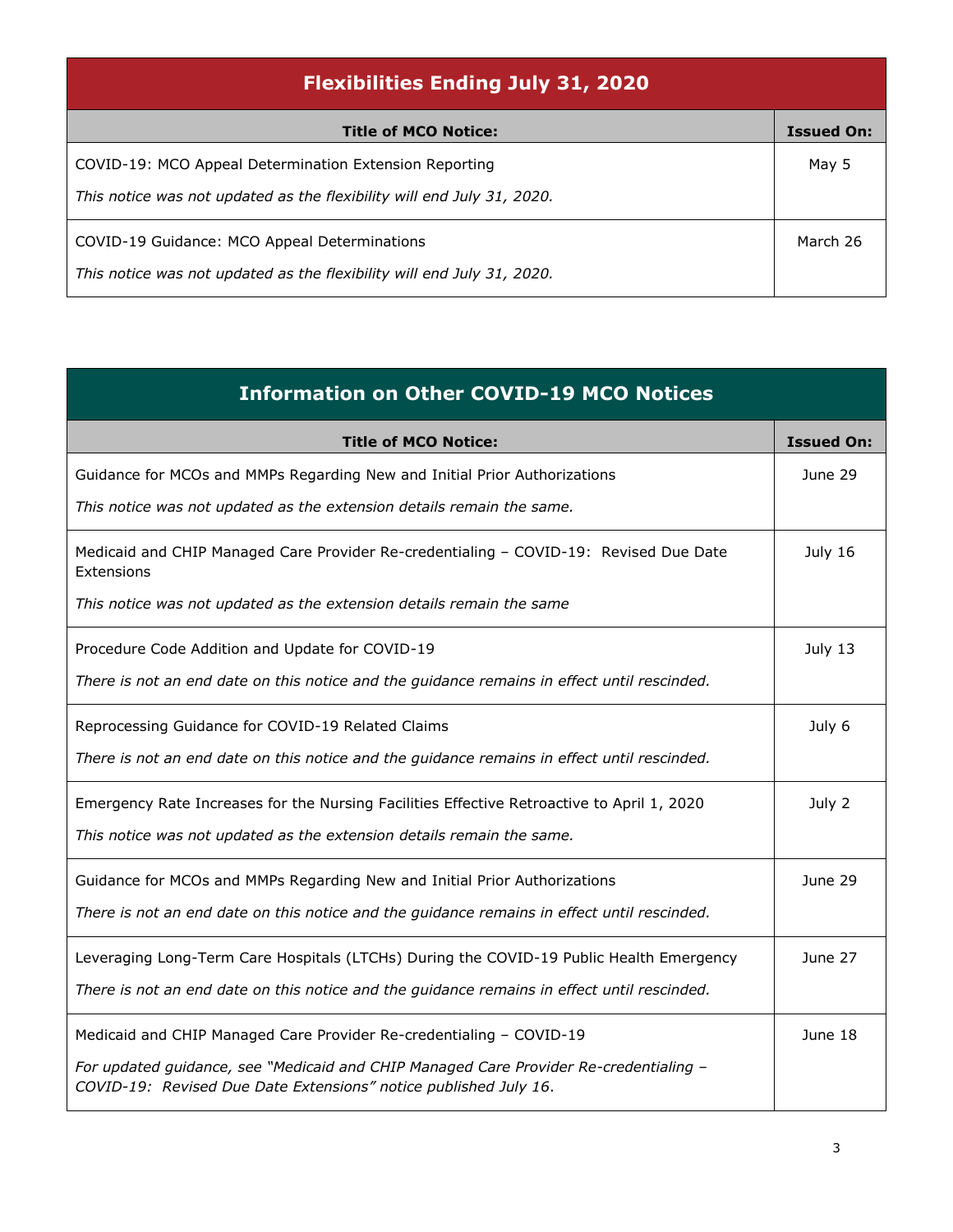| Flexibilities Ending July 31, 2020 | |
|---|---|
| **Title of MCO Notice:** | **Issued On:** |
| COVID-19: MCO Appeal Determination Extension Reporting<br>*This notice was not updated as the flexibility will end July 31, 2020.* | May 5 |
| COVID-19 Guidance: MCO Appeal Determinations<br>*This notice was not updated as the flexibility will end July 31, 2020.* | March 26 |

| Information on Other COVID-19 MCO Notices | |
|---|---|
| **Title of MCO Notice:** | **Issued On:** |
| Guidance for MCOs and MMPs Regarding New and Initial Prior Authorizations<br>*This notice was not updated as the extension details remain the same.* | June 29 |
| Medicaid and CHIP Managed Care Provider Re-credentialing – COVID-19: Revised Due Date Extensions<br>*This notice was not updated as the extension details remain the same* | July 16 |
| Procedure Code Addition and Update for COVID-19<br>*There is not an end date on this notice and the guidance remains in effect until rescinded.* | July 13 |
| Reprocessing Guidance for COVID-19 Related Claims<br>*There is not an end date on this notice and the guidance remains in effect until rescinded.* | July 6 |
| Emergency Rate Increases for the Nursing Facilities Effective Retroactive to April 1, 2020<br>*This notice was not updated as the extension details remain the same.* | July 2 |
| Guidance for MCOs and MMPs Regarding New and Initial Prior Authorizations<br>*There is not an end date on this notice and the guidance remains in effect until rescinded.* | June 29 |
| Leveraging Long-Term Care Hospitals (LTCHs) During the COVID-19 Public Health Emergency<br>*There is not an end date on this notice and the guidance remains in effect until rescinded.* | June 27 |
| Medicaid and CHIP Managed Care Provider Re-credentialing – COVID-19<br>*For updated guidance, see "Medicaid and CHIP Managed Care Provider Re-credentialing – COVID-19: Revised Due Date Extensions" notice published July 16.* | June 18 |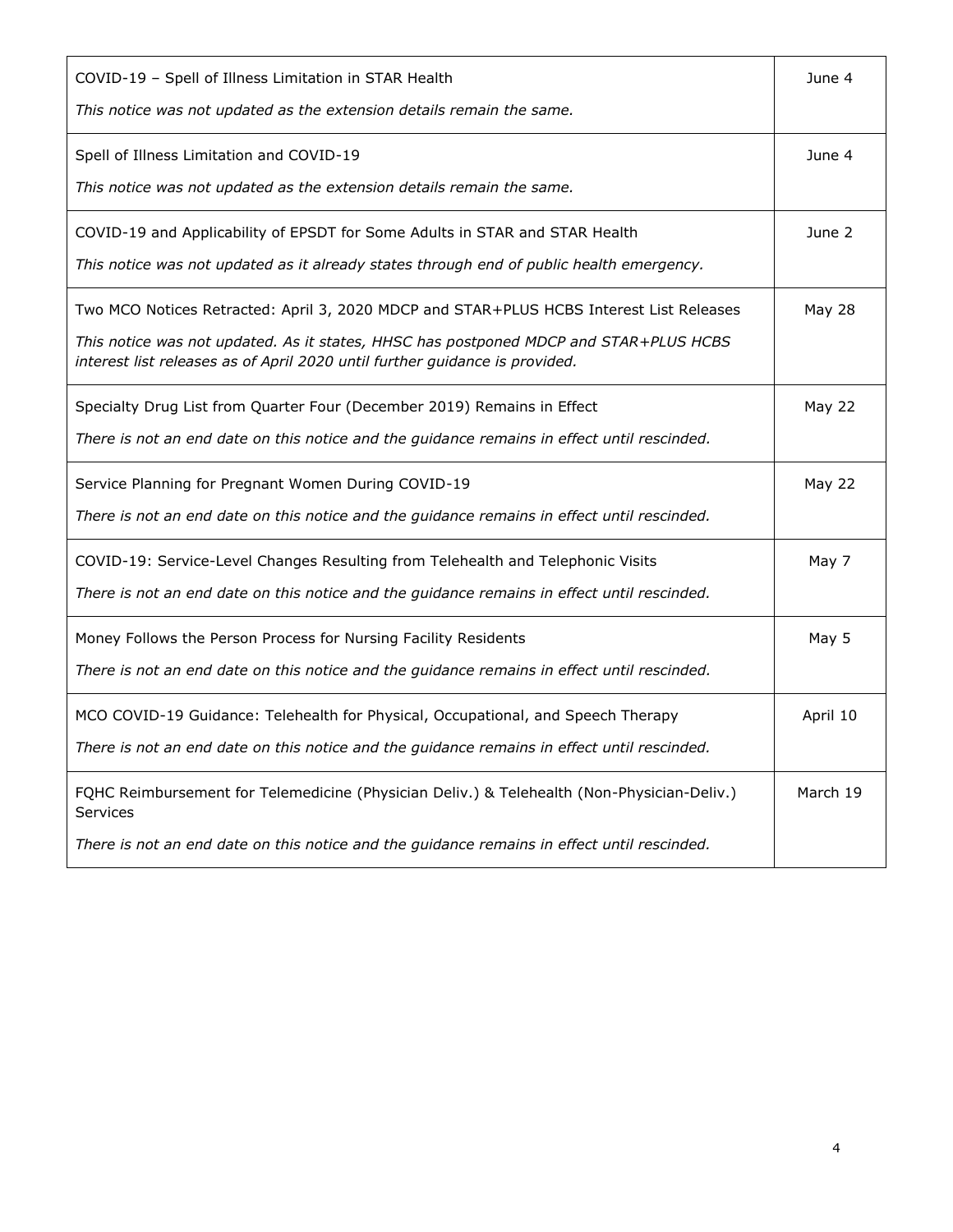| | |
|---|---|
| COVID-19 – Spell of Illness Limitation in STAR Health<br><br>*This notice was not updated as the extension details remain the same.* | June 4 |
| Spell of Illness Limitation and COVID-19<br><br>*This notice was not updated as the extension details remain the same.* | June 4 |
| COVID-19 and Applicability of EPSDT for Some Adults in STAR and STAR Health<br><br>*This notice was not updated as it already states through end of public health emergency.* | June 2 |
| Two MCO Notices Retracted: April 3, 2020 MDCP and STAR+PLUS HCBS Interest List Releases<br><br>*This notice was not updated. As it states, HHSC has postponed MDCP and STAR+PLUS HCBS interest list releases as of April 2020 until further guidance is provided.* | May 28 |
| Specialty Drug List from Quarter Four (December 2019) Remains in Effect<br><br>*There is not an end date on this notice and the guidance remains in effect until rescinded.* | May 22 |
| Service Planning for Pregnant Women During COVID-19<br><br>*There is not an end date on this notice and the guidance remains in effect until rescinded.* | May 22 |
| COVID-19: Service-Level Changes Resulting from Telehealth and Telephonic Visits<br><br>*There is not an end date on this notice and the guidance remains in effect until rescinded.* | May 7 |
| Money Follows the Person Process for Nursing Facility Residents<br><br>*There is not an end date on this notice and the guidance remains in effect until rescinded.* | May 5 |
| MCO COVID-19 Guidance: Telehealth for Physical, Occupational, and Speech Therapy<br><br>*There is not an end date on this notice and the guidance remains in effect until rescinded.* | April 10 |
| FQHC Reimbursement for Telemedicine (Physician Deliv.) & Telehealth (Non-Physician-Deliv.) Services<br><br>*There is not an end date on this notice and the guidance remains in effect until rescinded.* | March 19 |